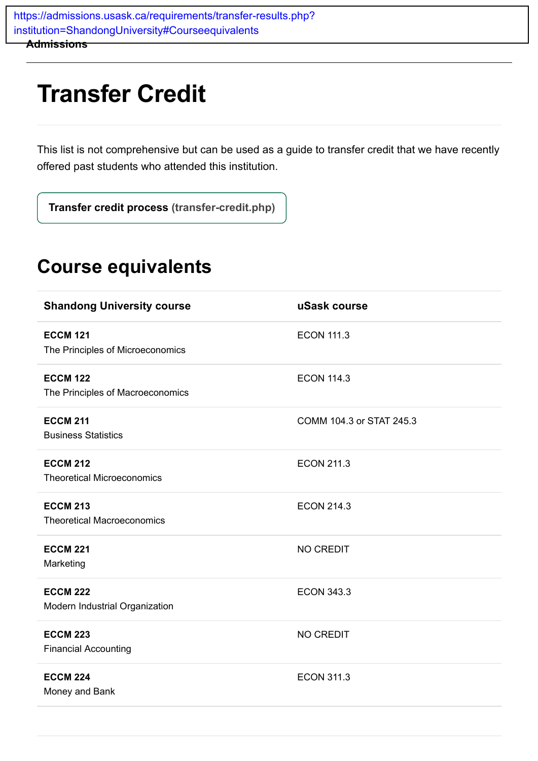https://admissions.usask.ca/requirements/transfer-results.php?institution=ShandongUniversity#Courseequivalents

**Admissions**

# Transfer Credit

This list is not comprehensive but can be used as a guide to transfer credit that we have recently offered past students who attended this institution.

**Transfer credit process** (transfer-credit.php)

## Course equivalents

| Shandong University course | uSask course |
|---|---|
| **ECCM 121** The Principles of Microeconomics | ECON 111.3 |
| **ECCM 122** The Principles of Macroeconomics | ECON 114.3 |
| **ECCM 211** Business Statistics | COMM 104.3 or STAT 245.3 |
| **ECCM 212** Theoretical Microeconomics | ECON 211.3 |
| **ECCM 213** Theoretical Macroeconomics | ECON 214.3 |
| **ECCM 221** Marketing | NO CREDIT |
| **ECCM 222** Modern Industrial Organization | ECON 343.3 |
| **ECCM 223** Financial Accounting | NO CREDIT |
| **ECCM 224** Money and Bank | ECON 311.3 |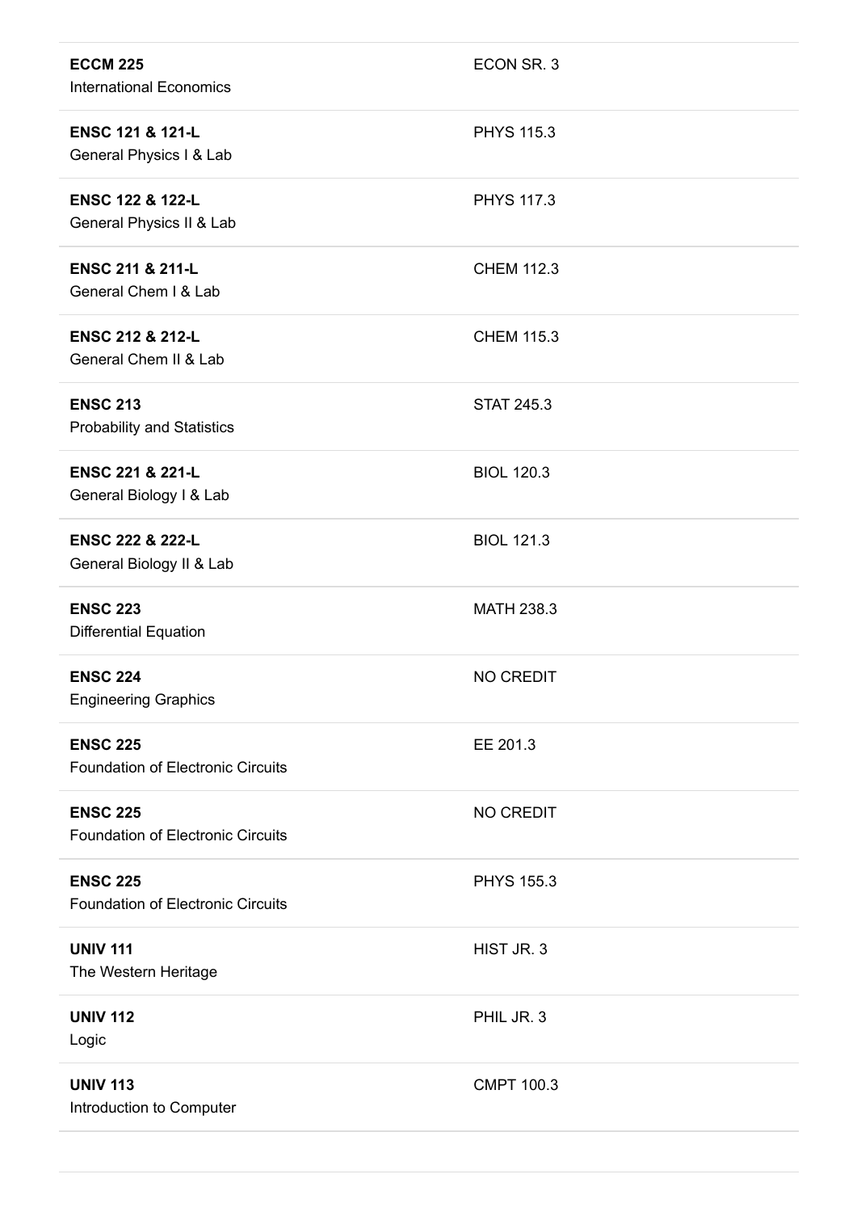| | |
|---|---|
| **ECCM 225**<br>International Economics | ECON SR. 3 |
| **ENSC 121 & 121-L**<br>General Physics I & Lab | PHYS 115.3 |
| **ENSC 122 & 122-L**<br>General Physics II & Lab | PHYS 117.3 |
| **ENSC 211 & 211-L**<br>General Chem I & Lab | CHEM 112.3 |
| **ENSC 212 & 212-L**<br>General Chem II & Lab | CHEM 115.3 |
| **ENSC 213**<br>Probability and Statistics | STAT 245.3 |
| **ENSC 221 & 221-L**<br>General Biology I & Lab | BIOL 120.3 |
| **ENSC 222 & 222-L**<br>General Biology II & Lab | BIOL 121.3 |
| **ENSC 223**<br>Differential Equation | MATH 238.3 |
| **ENSC 224**<br>Engineering Graphics | NO CREDIT |
| **ENSC 225**<br>Foundation of Electronic Circuits | EE 201.3 |
| **ENSC 225**<br>Foundation of Electronic Circuits | NO CREDIT |
| **ENSC 225**<br>Foundation of Electronic Circuits | PHYS 155.3 |
| **UNIV 111**<br>The Western Heritage | HIST JR. 3 |
| **UNIV 112**<br>Logic | PHIL JR. 3 |
| **UNIV 113**<br>Introduction to Computer | CMPT 100.3 |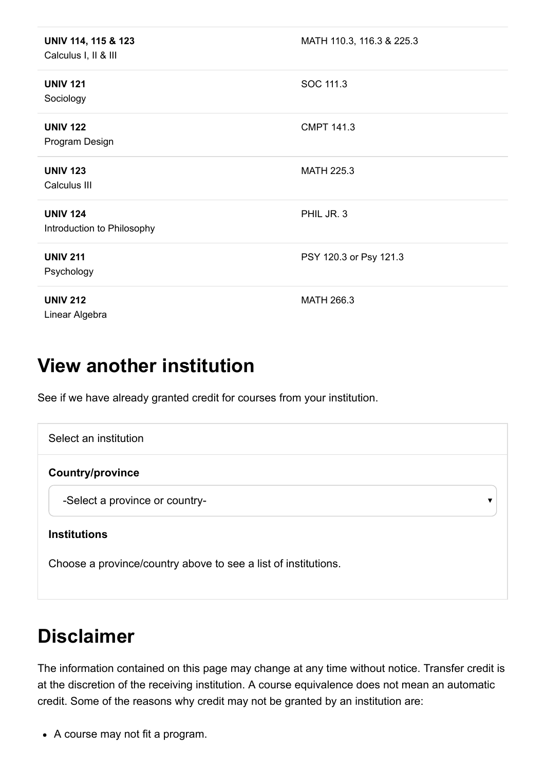| | |
|---|---|
| **UNIV 114, 115 & 123**<br>Calculus I, II & III | MATH 110.3, 116.3 & 225.3 |
| **UNIV 121**<br>Sociology | SOC 111.3 |
| **UNIV 122**<br>Program Design | CMPT 141.3 |
| **UNIV 123**<br>Calculus III | MATH 225.3 |
| **UNIV 124**<br>Introduction to Philosophy | PHIL JR. 3 |
| **UNIV 211**<br>Psychology | PSY 120.3 or Psy 121.3 |
| **UNIV 212**<br>Linear Algebra | MATH 266.3 |

## View another institution

See if we have already granted credit for courses from your institution.

Select an institution

**Country/province**

-Select a province or country-

**Institutions**

Choose a province/country above to see a list of institutions.

## Disclaimer

The information contained on this page may change at any time without notice. Transfer credit is at the discretion of the receiving institution. A course equivalence does not mean an automatic credit. Some of the reasons why credit may not be granted by an institution are:

- A course may not fit a program.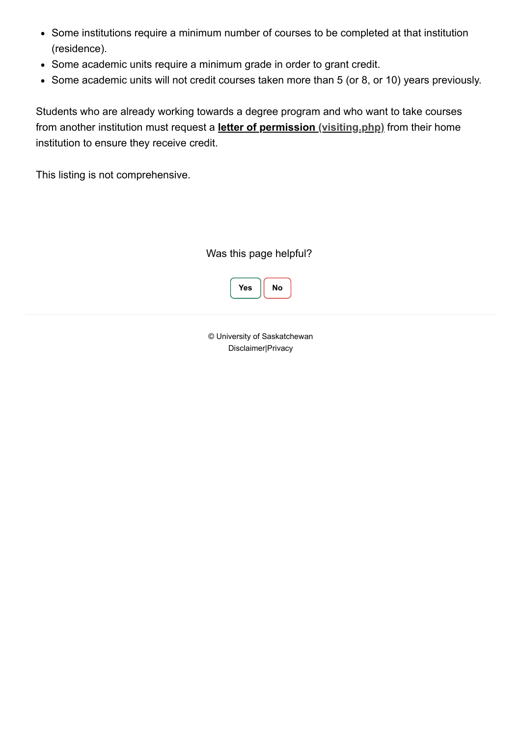- Some institutions require a minimum number of courses to be completed at that institution (residence).
- Some academic units require a minimum grade in order to grant credit.
- Some academic units will not credit courses taken more than 5 (or 8, or 10) years previously.

Students who are already working towards a degree program and who want to take courses from another institution must request a **letter of permission (visiting.php)** from their home institution to ensure they receive credit.

This listing is not comprehensive.

Was this page helpful?

Yes No

© University of Saskatchewan
Disclaimer|Privacy